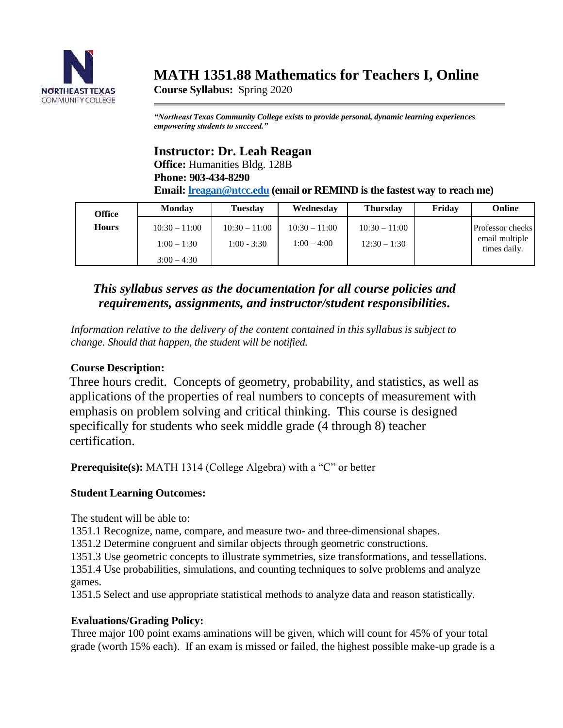# MATH 1351.88 Mathematics for Teachers I, Online

**Course Syllabus:** Spring 2020

***"Northeast Texas Community College exists to provide personal, dynamic learning experiences empowering students to succeed."***

## Instructor: Dr. Leah Reagan

**Office:** Humanities Bldg. 128B
**Phone: 903-434-8290**
**Email: lreagan@ntcc.edu (email or REMIND is the fastest way to reach me)**

| Office Hours | Monday | Tuesday | Wednesday | Thursday | Friday | Online |
|---|---|---|---|---|---|---|
| | 10:30 – 11:00<br>1:00 – 1:30<br>3:00 – 4:30 | 10:30 – 11:00<br>1:00 - 3:30 | 10:30 – 11:00<br>1:00 – 4:00 | 10:30 – 11:00<br>12:30 – 1:30 | | Professor checks email multiple times daily. |

### *This syllabus serves as the documentation for all course policies and requirements, assignments, and instructor/student responsibilities.*

*Information relative to the delivery of the content contained in this syllabus is subject to change. Should that happen, the student will be notified.*

**Course Description:**

Three hours credit. Concepts of geometry, probability, and statistics, as well as applications of the properties of real numbers to concepts of measurement with emphasis on problem solving and critical thinking. This course is designed specifically for students who seek middle grade (4 through 8) teacher certification.

**Prerequisite(s):** MATH 1314 (College Algebra) with a "C" or better

**Student Learning Outcomes:**

The student will be able to:

1351.1 Recognize, name, compare, and measure two- and three-dimensional shapes.
1351.2 Determine congruent and similar objects through geometric constructions.
1351.3 Use geometric concepts to illustrate symmetries, size transformations, and tessellations.
1351.4 Use probabilities, simulations, and counting techniques to solve problems and analyze games.
1351.5 Select and use appropriate statistical methods to analyze data and reason statistically.

**Evaluations/Grading Policy:**

Three major 100 point exams aminations will be given, which will count for 45% of your total grade (worth 15% each). If an exam is missed or failed, the highest possible make-up grade is a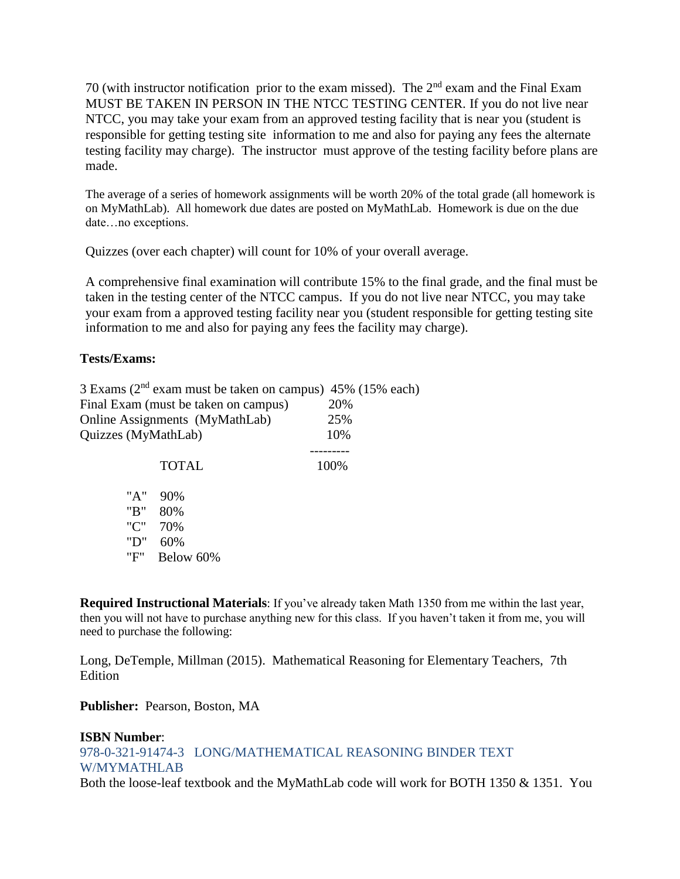70 (with instructor notification prior to the exam missed). The 2nd exam and the Final Exam MUST BE TAKEN IN PERSON IN THE NTCC TESTING CENTER. If you do not live near NTCC, you may take your exam from an approved testing facility that is near you (student is responsible for getting testing site information to me and also for paying any fees the alternate testing facility may charge). The instructor must approve of the testing facility before plans are made.

The average of a series of homework assignments will be worth 20% of the total grade (all homework is on MyMathLab). All homework due dates are posted on MyMathLab. Homework is due on the due date…no exceptions.

Quizzes (over each chapter) will count for 10% of your overall average.

A comprehensive final examination will contribute 15% to the final grade, and the final must be taken in the testing center of the NTCC campus. If you do not live near NTCC, you may take your exam from a approved testing facility near you (student responsible for getting testing site information to me and also for paying any fees the facility may charge).

**Tests/Exams:**

| | |
|---|---|
| 3 Exams (2nd exam must be taken on campus) | 45% (15% each) |
| Final Exam (must be taken on campus) | 20% |
| Online Assignments (MyMathLab) | 25% |
| Quizzes (MyMathLab) | 10% |
| TOTAL | 100% |

| | |
|---|---|
| "A" | 90% |
| "B" | 80% |
| "C" | 70% |
| "D" | 60% |
| "F" | Below 60% |

**Required Instructional Materials**: If you've already taken Math 1350 from me within the last year, then you will not have to purchase anything new for this class. If you haven't taken it from me, you will need to purchase the following:

Long, DeTemple, Millman (2015). Mathematical Reasoning for Elementary Teachers, 7th Edition

**Publisher:** Pearson, Boston, MA

**ISBN Number**:
978-0-321-91474-3 LONG/MATHEMATICAL REASONING BINDER TEXT W/MYMATHLAB
Both the loose-leaf textbook and the MyMathLab code will work for BOTH 1350 & 1351. You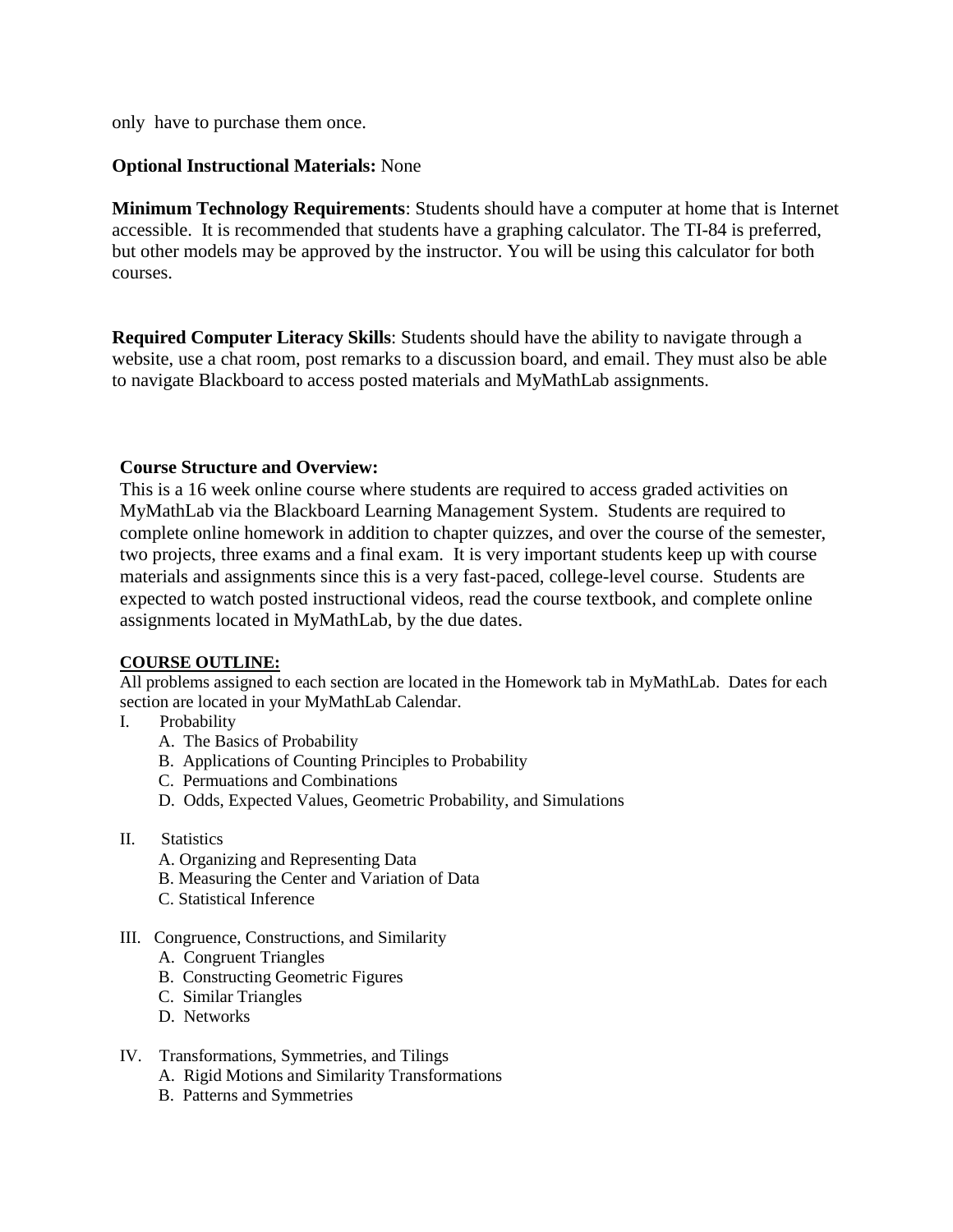only have to purchase them once.

**Optional Instructional Materials:** None

**Minimum Technology Requirements**: Students should have a computer at home that is Internet accessible. It is recommended that students have a graphing calculator. The TI-84 is preferred, but other models may be approved by the instructor. You will be using this calculator for both courses.

**Required Computer Literacy Skills**: Students should have the ability to navigate through a website, use a chat room, post remarks to a discussion board, and email. They must also be able to navigate Blackboard to access posted materials and MyMathLab assignments.

**Course Structure and Overview:**
This is a 16 week online course where students are required to access graded activities on MyMathLab via the Blackboard Learning Management System. Students are required to complete online homework in addition to chapter quizzes, and over the course of the semester, two projects, three exams and a final exam. It is very important students keep up with course materials and assignments since this is a very fast-paced, college-level course. Students are expected to watch posted instructional videos, read the course textbook, and complete online assignments located in MyMathLab, by the due dates.

**COURSE OUTLINE:**

All problems assigned to each section are located in the Homework tab in MyMathLab. Dates for each section are located in your MyMathLab Calendar.

I. Probability
   - A. The Basics of Probability
   - B. Applications of Counting Principles to Probability
   - C. Permuations and Combinations
   - D. Odds, Expected Values, Geometric Probability, and Simulations

II. Statistics
   - A. Organizing and Representing Data
   - B. Measuring the Center and Variation of Data
   - C. Statistical Inference

III. Congruence, Constructions, and Similarity
   - A. Congruent Triangles
   - B. Constructing Geometric Figures
   - C. Similar Triangles
   - D. Networks

IV. Transformations, Symmetries, and Tilings
   - A. Rigid Motions and Similarity Transformations
   - B. Patterns and Symmetries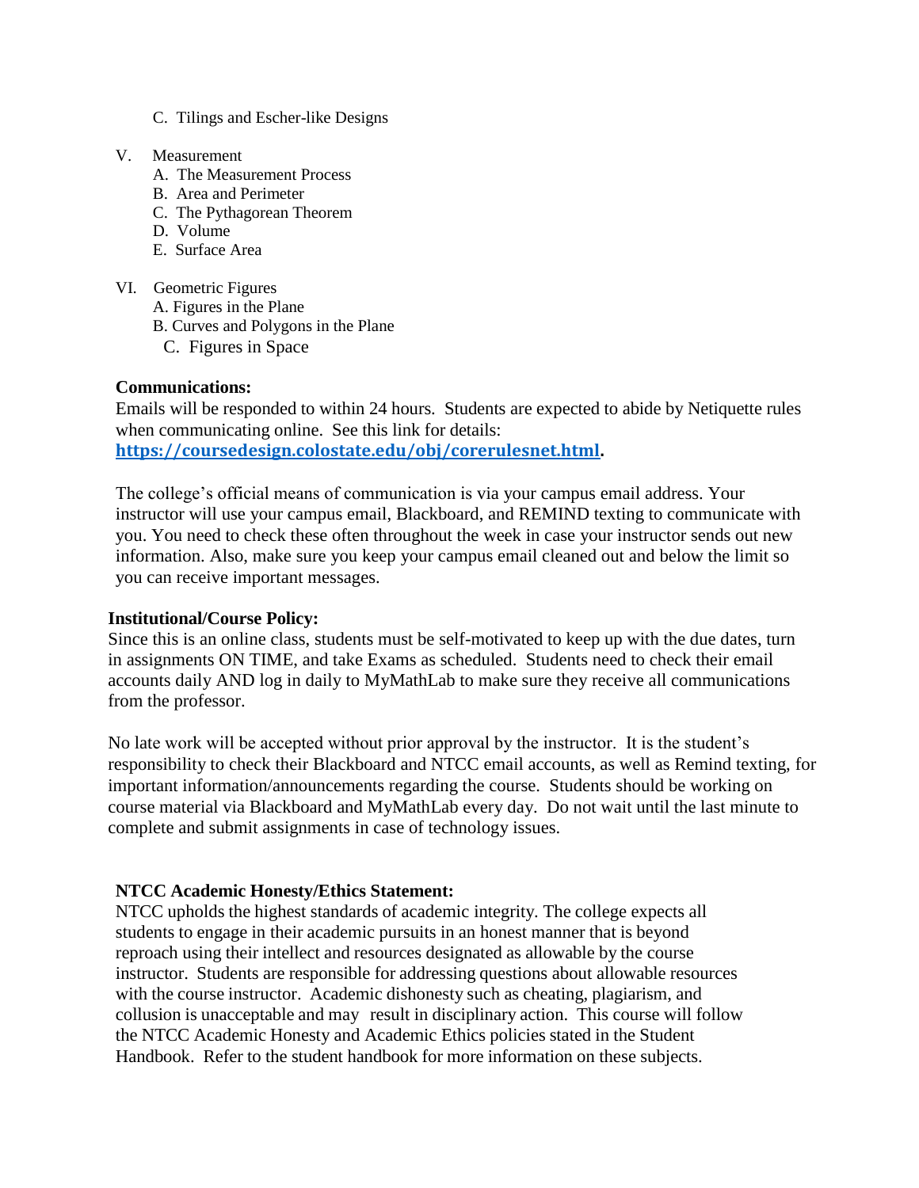C. Tilings and Escher-like Designs

V. Measurement
   A. The Measurement Process
   B. Area and Perimeter
   C. The Pythagorean Theorem
   D. Volume
   E. Surface Area

VI. Geometric Figures
   A. Figures in the Plane
   B. Curves and Polygons in the Plane
   C. Figures in Space

**Communications:**

Emails will be responded to within 24 hours. Students are expected to abide by Netiquette rules when communicating online. See this link for details: **https://coursedesign.colostate.edu/obj/corerulesnet.html.**

The college's official means of communication is via your campus email address. Your instructor will use your campus email, Blackboard, and REMIND texting to communicate with you. You need to check these often throughout the week in case your instructor sends out new information. Also, make sure you keep your campus email cleaned out and below the limit so you can receive important messages.

**Institutional/Course Policy:**

Since this is an online class, students must be self-motivated to keep up with the due dates, turn in assignments ON TIME, and take Exams as scheduled. Students need to check their email accounts daily AND log in daily to MyMathLab to make sure they receive all communications from the professor.

No late work will be accepted without prior approval by the instructor. It is the student's responsibility to check their Blackboard and NTCC email accounts, as well as Remind texting, for important information/announcements regarding the course. Students should be working on course material via Blackboard and MyMathLab every day. Do not wait until the last minute to complete and submit assignments in case of technology issues.

**NTCC Academic Honesty/Ethics Statement:**

NTCC upholds the highest standards of academic integrity. The college expects all students to engage in their academic pursuits in an honest manner that is beyond reproach using their intellect and resources designated as allowable by the course instructor. Students are responsible for addressing questions about allowable resources with the course instructor. Academic dishonesty such as cheating, plagiarism, and collusion is unacceptable and may result in disciplinary action. This course will follow the NTCC Academic Honesty and Academic Ethics policies stated in the Student Handbook. Refer to the student handbook for more information on these subjects.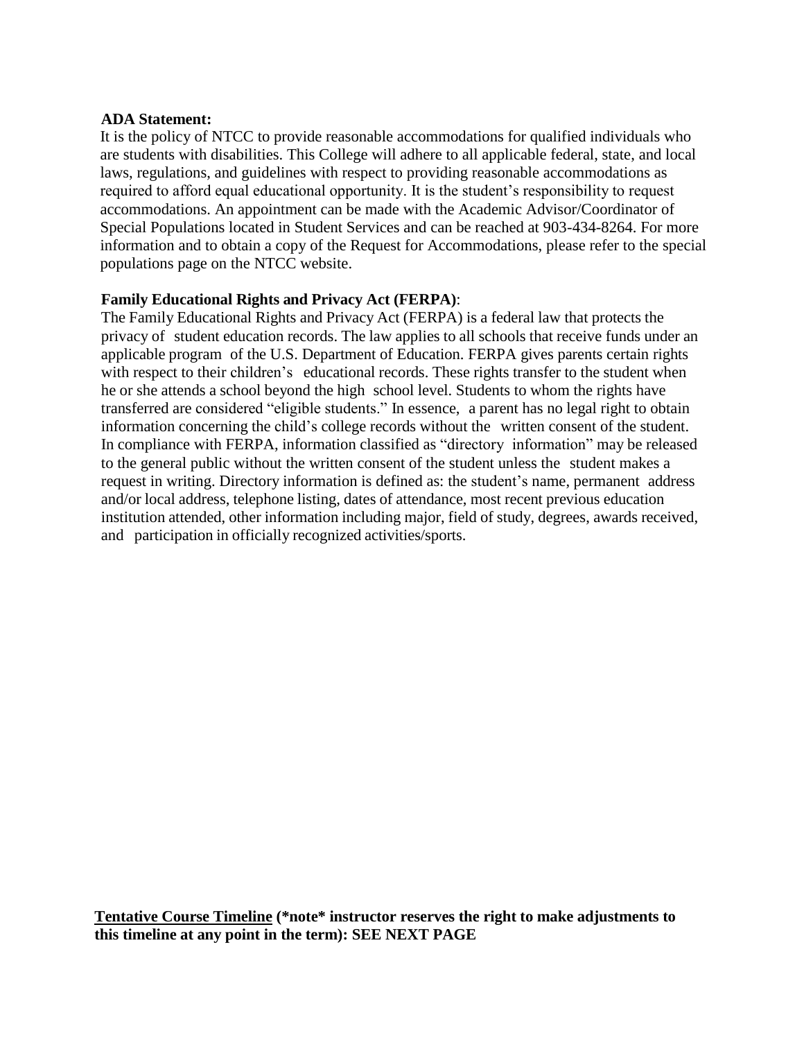**ADA Statement:**

It is the policy of NTCC to provide reasonable accommodations for qualified individuals who are students with disabilities. This College will adhere to all applicable federal, state, and local laws, regulations, and guidelines with respect to providing reasonable accommodations as required to afford equal educational opportunity. It is the student's responsibility to request accommodations. An appointment can be made with the Academic Advisor/Coordinator of Special Populations located in Student Services and can be reached at 903-434-8264. For more information and to obtain a copy of the Request for Accommodations, please refer to the special populations page on the NTCC website.

**Family Educational Rights and Privacy Act (FERPA)**:

The Family Educational Rights and Privacy Act (FERPA) is a federal law that protects the privacy of student education records. The law applies to all schools that receive funds under an applicable program of the U.S. Department of Education. FERPA gives parents certain rights with respect to their children's educational records. These rights transfer to the student when he or she attends a school beyond the high school level. Students to whom the rights have transferred are considered "eligible students." In essence, a parent has no legal right to obtain information concerning the child's college records without the written consent of the student. In compliance with FERPA, information classified as "directory information" may be released to the general public without the written consent of the student unless the student makes a request in writing. Directory information is defined as: the student's name, permanent address and/or local address, telephone listing, dates of attendance, most recent previous education institution attended, other information including major, field of study, degrees, awards received, and participation in officially recognized activities/sports.

**Tentative Course Timeline (*note* instructor reserves the right to make adjustments to this timeline at any point in the term): SEE NEXT PAGE**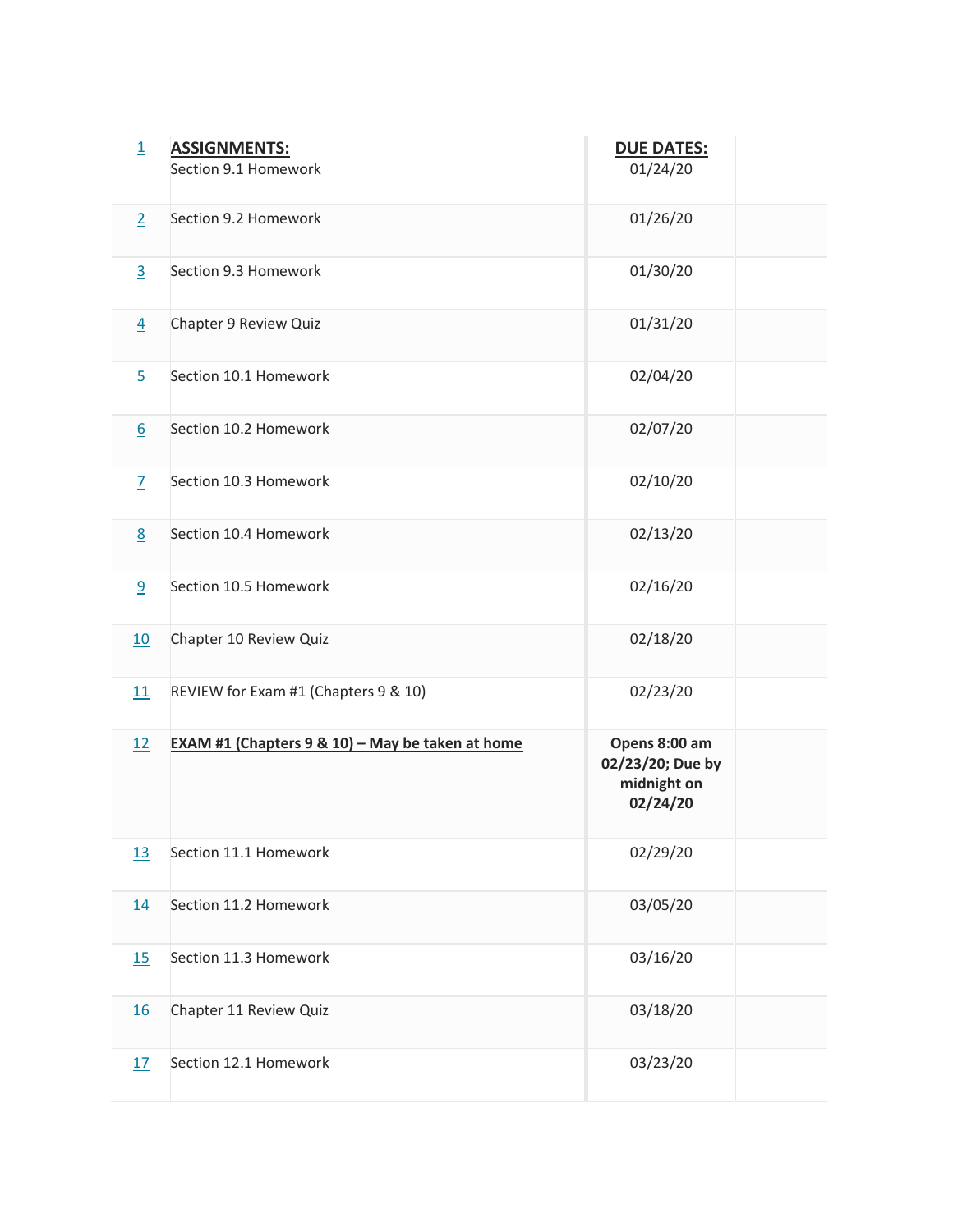| # | ASSIGNMENTS: | DUE DATES: | |
|---|---|---|---|
| 1 | Section 9.1 Homework | 01/24/20 | |
| 2 | Section 9.2 Homework | 01/26/20 | |
| 3 | Section 9.3 Homework | 01/30/20 | |
| 4 | Chapter 9 Review Quiz | 01/31/20 | |
| 5 | Section 10.1 Homework | 02/04/20 | |
| 6 | Section 10.2 Homework | 02/07/20 | |
| 7 | Section 10.3 Homework | 02/10/20 | |
| 8 | Section 10.4 Homework | 02/13/20 | |
| 9 | Section 10.5 Homework | 02/16/20 | |
| 10 | Chapter 10 Review Quiz | 02/18/20 | |
| 11 | REVIEW for Exam #1 (Chapters 9 & 10) | 02/23/20 | |
| 12 | **EXAM #1 (Chapters 9 & 10) – May be taken at home** | **Opens 8:00 am 02/23/20; Due by midnight on 02/24/20** | |
| 13 | Section 11.1 Homework | 02/29/20 | |
| 14 | Section 11.2 Homework | 03/05/20 | |
| 15 | Section 11.3 Homework | 03/16/20 | |
| 16 | Chapter 11 Review Quiz | 03/18/20 | |
| 17 | Section 12.1 Homework | 03/23/20 | |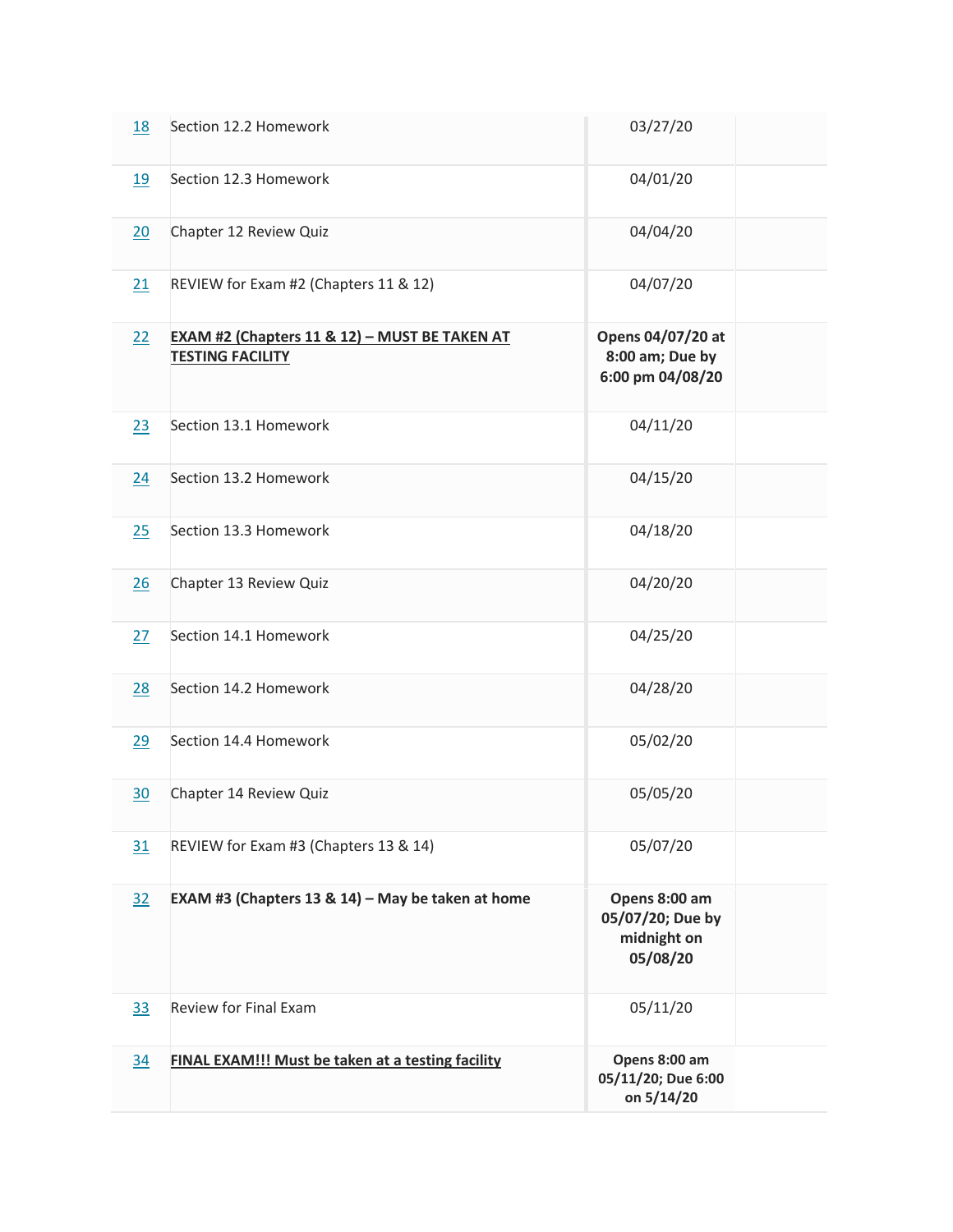| | | | |
|---|---|---|---|
| 18 | Section 12.2 Homework | 03/27/20 | |
| 19 | Section 12.3 Homework | 04/01/20 | |
| 20 | Chapter 12 Review Quiz | 04/04/20 | |
| 21 | REVIEW for Exam #2 (Chapters 11 & 12) | 04/07/20 | |
| 22 | **EXAM #2 (Chapters 11 & 12) – MUST BE TAKEN AT TESTING FACILITY** | **Opens 04/07/20 at 8:00 am; Due by 6:00 pm 04/08/20** | |
| 23 | Section 13.1 Homework | 04/11/20 | |
| 24 | Section 13.2 Homework | 04/15/20 | |
| 25 | Section 13.3 Homework | 04/18/20 | |
| 26 | Chapter 13 Review Quiz | 04/20/20 | |
| 27 | Section 14.1 Homework | 04/25/20 | |
| 28 | Section 14.2 Homework | 04/28/20 | |
| 29 | Section 14.4 Homework | 05/02/20 | |
| 30 | Chapter 14 Review Quiz | 05/05/20 | |
| 31 | REVIEW for Exam #3 (Chapters 13 & 14) | 05/07/20 | |
| 32 | **EXAM #3 (Chapters 13 & 14) – May be taken at home** | **Opens 8:00 am 05/07/20; Due by midnight on 05/08/20** | |
| 33 | Review for Final Exam | 05/11/20 | |
| 34 | **FINAL EXAM!!! Must be taken at a testing facility** | **Opens 8:00 am 05/11/20; Due 6:00 on 5/14/20** | |